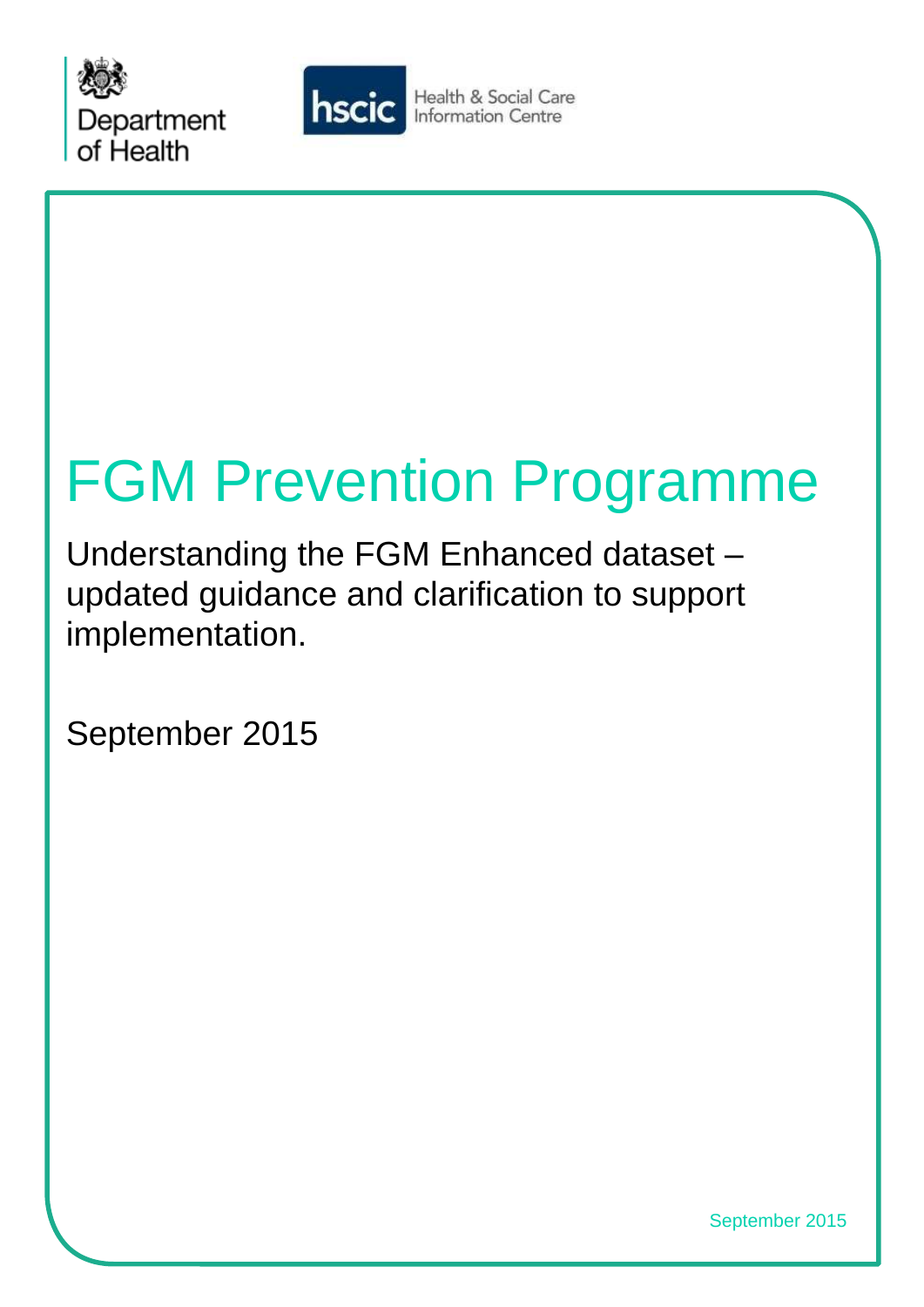Department of Health

hscic Health & Social Care Information Centre

# FGM Prevention Programme

Understanding the FGM Enhanced dataset – updated guidance and clarification to support implementation.

September 2015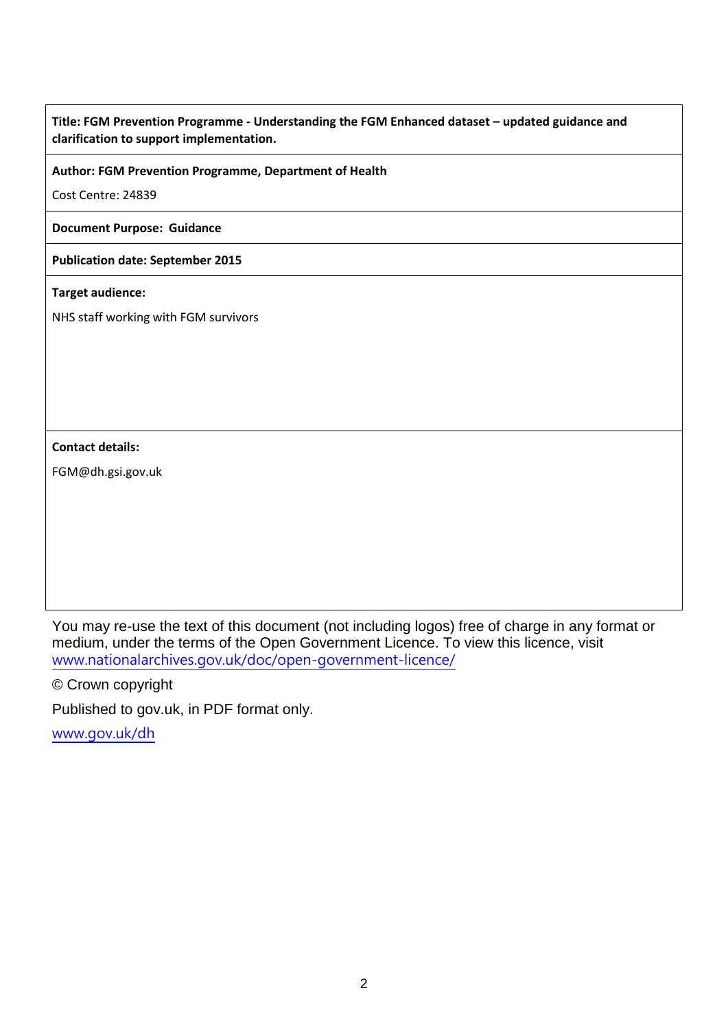**Title: FGM Prevention Programme - Understanding the FGM Enhanced dataset – updated guidance and clarification to support implementation.**

**Author: FGM Prevention Programme, Department of Health**

Cost Centre: 24839

**Document Purpose: Guidance**

**Publication date: September 2015**

**Target audience:**

NHS staff working with FGM survivors

**Contact details:**

FGM@dh.gsi.gov.uk

You may re-use the text of this document (not including logos) free of charge in any format or medium, under the terms of the Open Government Licence. To view this licence, visit www.nationalarchives.gov.uk/doc/open-government-licence/

© Crown copyright

Published to gov.uk, in PDF format only.

www.gov.uk/dh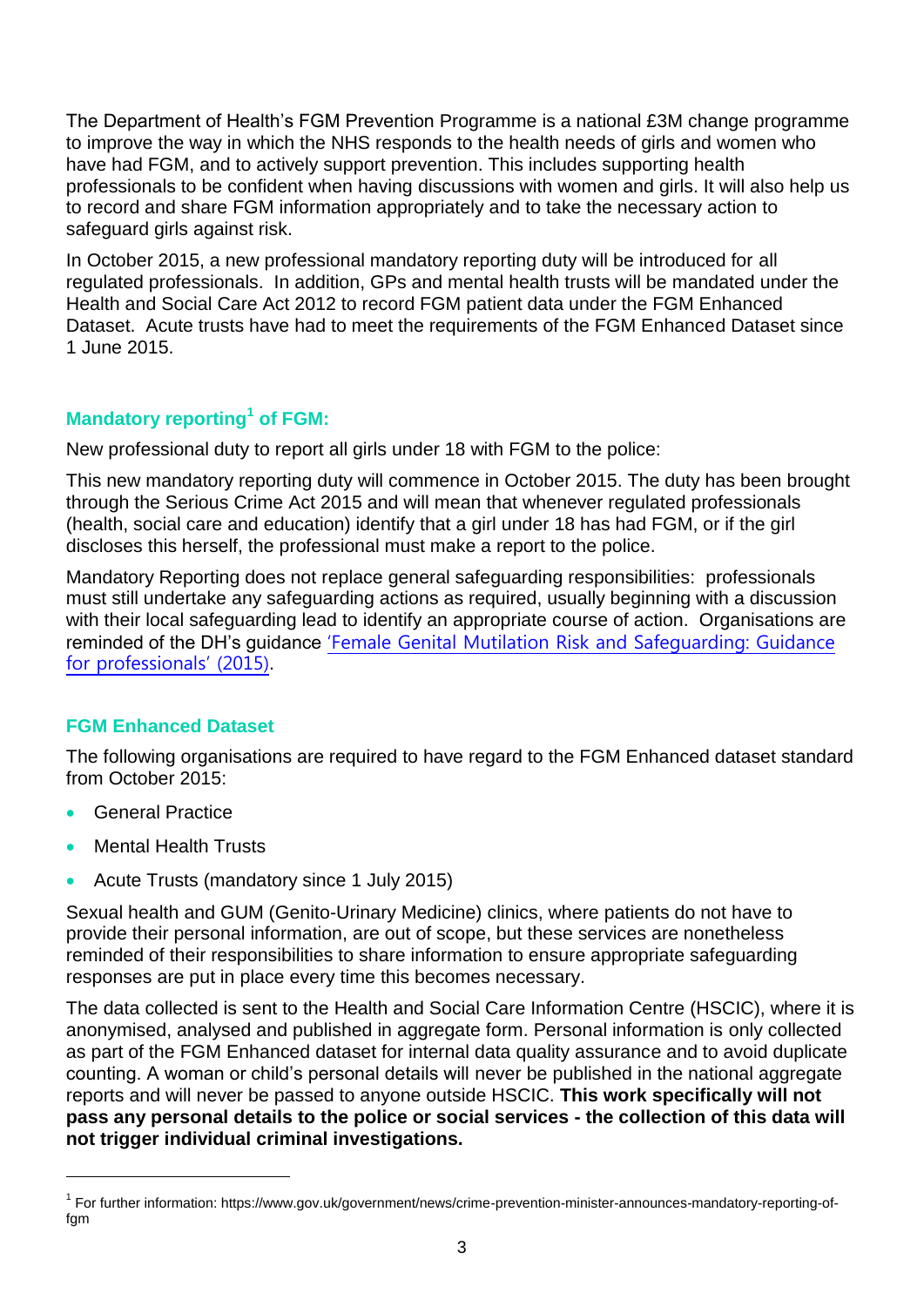The Department of Health's FGM Prevention Programme is a national £3M change programme to improve the way in which the NHS responds to the health needs of girls and women who have had FGM, and to actively support prevention. This includes supporting health professionals to be confident when having discussions with women and girls. It will also help us to record and share FGM information appropriately and to take the necessary action to safeguard girls against risk.

In October 2015, a new professional mandatory reporting duty will be introduced for all regulated professionals. In addition, GPs and mental health trusts will be mandated under the Health and Social Care Act 2012 to record FGM patient data under the FGM Enhanced Dataset. Acute trusts have had to meet the requirements of the FGM Enhanced Dataset since 1 June 2015.

### Mandatory reporting[1] of FGM:

New professional duty to report all girls under 18 with FGM to the police:

This new mandatory reporting duty will commence in October 2015. The duty has been brought through the Serious Crime Act 2015 and will mean that whenever regulated professionals (health, social care and education) identify that a girl under 18 has had FGM, or if the girl discloses this herself, the professional must make a report to the police.

Mandatory Reporting does not replace general safeguarding responsibilities: professionals must still undertake any safeguarding actions as required, usually beginning with a discussion with their local safeguarding lead to identify an appropriate course of action. Organisations are reminded of the DH's guidance 'Female Genital Mutilation Risk and Safeguarding: Guidance for professionals' (2015).

### FGM Enhanced Dataset

The following organisations are required to have regard to the FGM Enhanced dataset standard from October 2015:

- General Practice
- Mental Health Trusts
- Acute Trusts (mandatory since 1 July 2015)

Sexual health and GUM (Genito-Urinary Medicine) clinics, where patients do not have to provide their personal information, are out of scope, but these services are nonetheless reminded of their responsibilities to share information to ensure appropriate safeguarding responses are put in place every time this becomes necessary.

The data collected is sent to the Health and Social Care Information Centre (HSCIC), where it is anonymised, analysed and published in aggregate form. Personal information is only collected as part of the FGM Enhanced dataset for internal data quality assurance and to avoid duplicate counting. A woman or child's personal details will never be published in the national aggregate reports and will never be passed to anyone outside HSCIC. **This work specifically will not pass any personal details to the police or social services - the collection of this data will not trigger individual criminal investigations.**

---

[1] For further information: https://www.gov.uk/government/news/crime-prevention-minister-announces-mandatory-reporting-of-fgm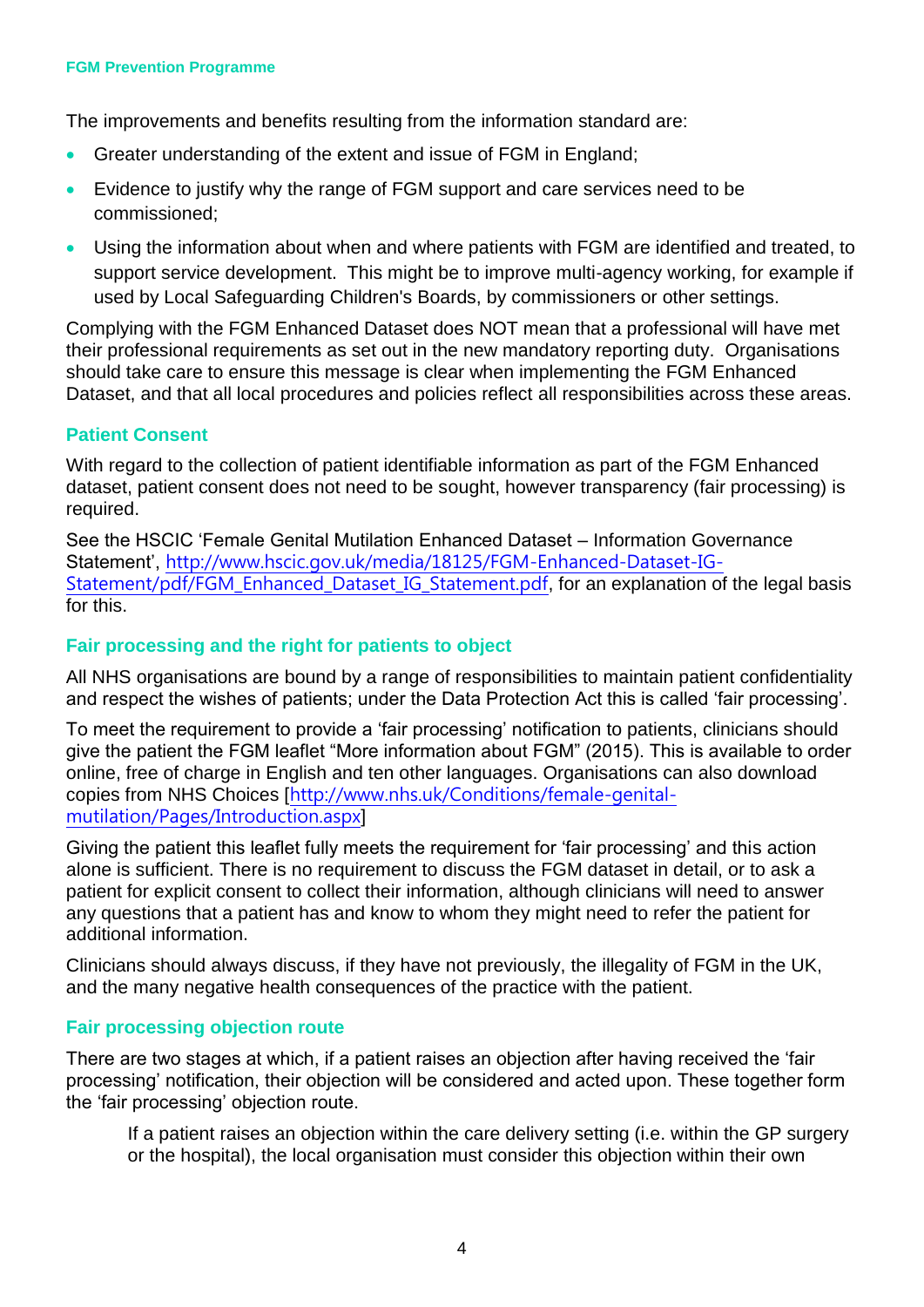The improvements and benefits resulting from the information standard are:

- Greater understanding of the extent and issue of FGM in England;
- Evidence to justify why the range of FGM support and care services need to be commissioned;
- Using the information about when and where patients with FGM are identified and treated, to support service development. This might be to improve multi-agency working, for example if used by Local Safeguarding Children's Boards, by commissioners or other settings.

Complying with the FGM Enhanced Dataset does NOT mean that a professional will have met their professional requirements as set out in the new mandatory reporting duty. Organisations should take care to ensure this message is clear when implementing the FGM Enhanced Dataset, and that all local procedures and policies reflect all responsibilities across these areas.

## Patient Consent

With regard to the collection of patient identifiable information as part of the FGM Enhanced dataset, patient consent does not need to be sought, however transparency (fair processing) is required.

See the HSCIC 'Female Genital Mutilation Enhanced Dataset – Information Governance Statement', http://www.hscic.gov.uk/media/18125/FGM-Enhanced-Dataset-IG-Statement/pdf/FGM_Enhanced_Dataset_IG_Statement.pdf, for an explanation of the legal basis for this.

## Fair processing and the right for patients to object

All NHS organisations are bound by a range of responsibilities to maintain patient confidentiality and respect the wishes of patients; under the Data Protection Act this is called 'fair processing'.

To meet the requirement to provide a 'fair processing' notification to patients, clinicians should give the patient the FGM leaflet "More information about FGM" (2015). This is available to order online, free of charge in English and ten other languages. Organisations can also download copies from NHS Choices [http://www.nhs.uk/Conditions/female-genital-mutilation/Pages/Introduction.aspx]

Giving the patient this leaflet fully meets the requirement for 'fair processing' and this action alone is sufficient. There is no requirement to discuss the FGM dataset in detail, or to ask a patient for explicit consent to collect their information, although clinicians will need to answer any questions that a patient has and know to whom they might need to refer the patient for additional information.

Clinicians should always discuss, if they have not previously, the illegality of FGM in the UK, and the many negative health consequences of the practice with the patient.

## Fair processing objection route

There are two stages at which, if a patient raises an objection after having received the 'fair processing' notification, their objection will be considered and acted upon. These together form the 'fair processing' objection route.

> If a patient raises an objection within the care delivery setting (i.e. within the GP surgery or the hospital), the local organisation must consider this objection within their own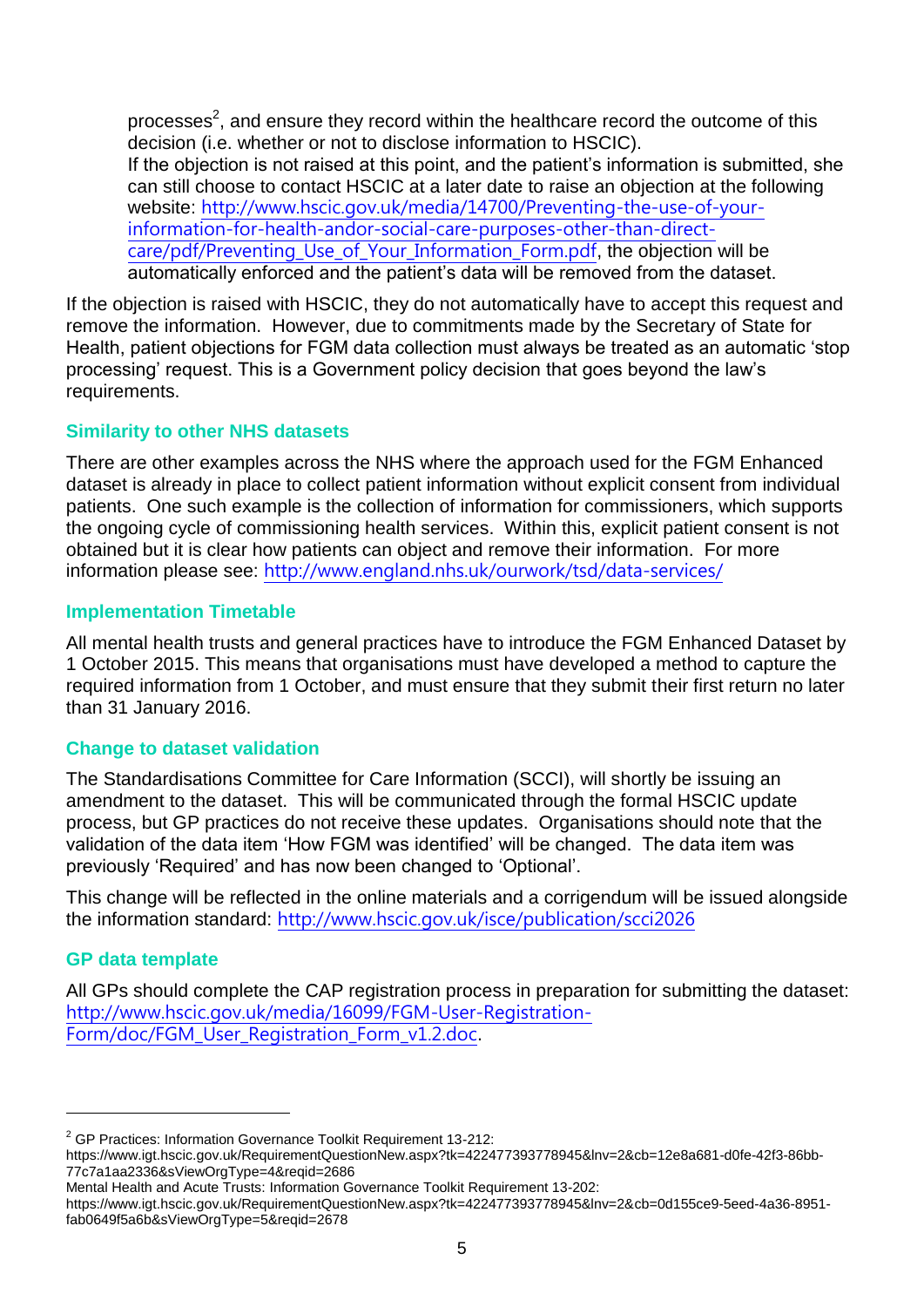processes[2], and ensure they record within the healthcare record the outcome of this decision (i.e. whether or not to disclose information to HSCIC).
If the objection is not raised at this point, and the patient's information is submitted, she can still choose to contact HSCIC at a later date to raise an objection at the following website: http://www.hscic.gov.uk/media/14700/Preventing-the-use-of-your-information-for-health-andor-social-care-purposes-other-than-direct-care/pdf/Preventing_Use_of_Your_Information_Form.pdf, the objection will be automatically enforced and the patient's data will be removed from the dataset.

If the objection is raised with HSCIC, they do not automatically have to accept this request and remove the information. However, due to commitments made by the Secretary of State for Health, patient objections for FGM data collection must always be treated as an automatic 'stop processing' request. This is a Government policy decision that goes beyond the law's requirements.

### Similarity to other NHS datasets

There are other examples across the NHS where the approach used for the FGM Enhanced dataset is already in place to collect patient information without explicit consent from individual patients. One such example is the collection of information for commissioners, which supports the ongoing cycle of commissioning health services. Within this, explicit patient consent is not obtained but it is clear how patients can object and remove their information. For more information please see: http://www.england.nhs.uk/ourwork/tsd/data-services/

### Implementation Timetable

All mental health trusts and general practices have to introduce the FGM Enhanced Dataset by 1 October 2015. This means that organisations must have developed a method to capture the required information from 1 October, and must ensure that they submit their first return no later than 31 January 2016.

### Change to dataset validation

The Standardisations Committee for Care Information (SCCI), will shortly be issuing an amendment to the dataset. This will be communicated through the formal HSCIC update process, but GP practices do not receive these updates. Organisations should note that the validation of the data item 'How FGM was identified' will be changed. The data item was previously 'Required' and has now been changed to 'Optional'.

This change will be reflected in the online materials and a corrigendum will be issued alongside the information standard: http://www.hscic.gov.uk/isce/publication/scci2026

### GP data template

All GPs should complete the CAP registration process in preparation for submitting the dataset: http://www.hscic.gov.uk/media/16099/FGM-User-Registration-Form/doc/FGM_User_Registration_Form_v1.2.doc.

---

[2] GP Practices: Information Governance Toolkit Requirement 13-212:
https://www.igt.hscic.gov.uk/RequirementQuestionNew.aspx?tk=422477393778945&lnv=2&cb=12e8a681-d0fe-42f3-86bb-77c7a1aa2336&sViewOrgType=4&reqid=2686
Mental Health and Acute Trusts: Information Governance Toolkit Requirement 13-202:
https://www.igt.hscic.gov.uk/RequirementQuestionNew.aspx?tk=422477393778945&lnv=2&cb=0d155ce9-5eed-4a36-8951-fab0649f5a6b&sViewOrgType=5&reqid=2678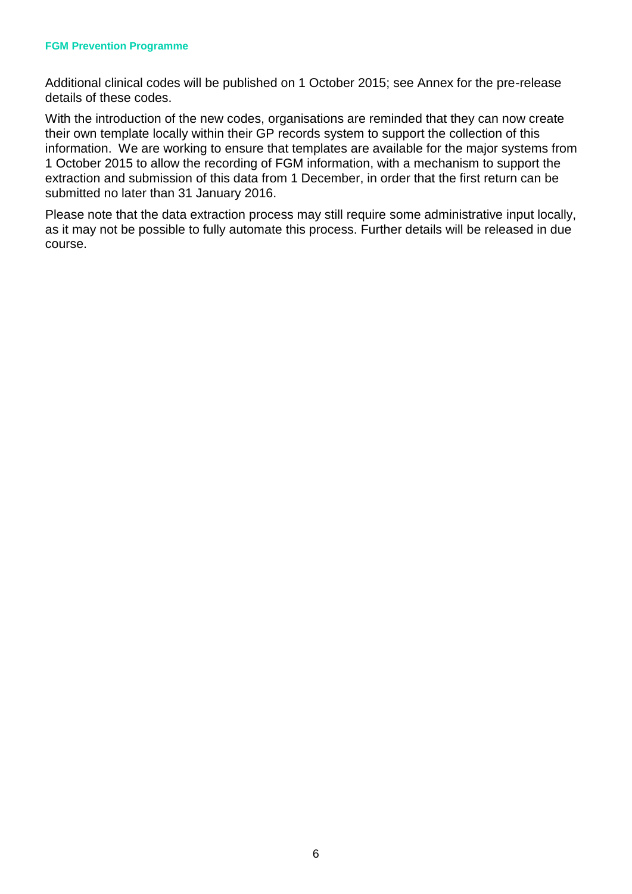Additional clinical codes will be published on 1 October 2015; see Annex for the pre-release details of these codes.

With the introduction of the new codes, organisations are reminded that they can now create their own template locally within their GP records system to support the collection of this information. We are working to ensure that templates are available for the major systems from 1 October 2015 to allow the recording of FGM information, with a mechanism to support the extraction and submission of this data from 1 December, in order that the first return can be submitted no later than 31 January 2016.

Please note that the data extraction process may still require some administrative input locally, as it may not be possible to fully automate this process. Further details will be released in due course.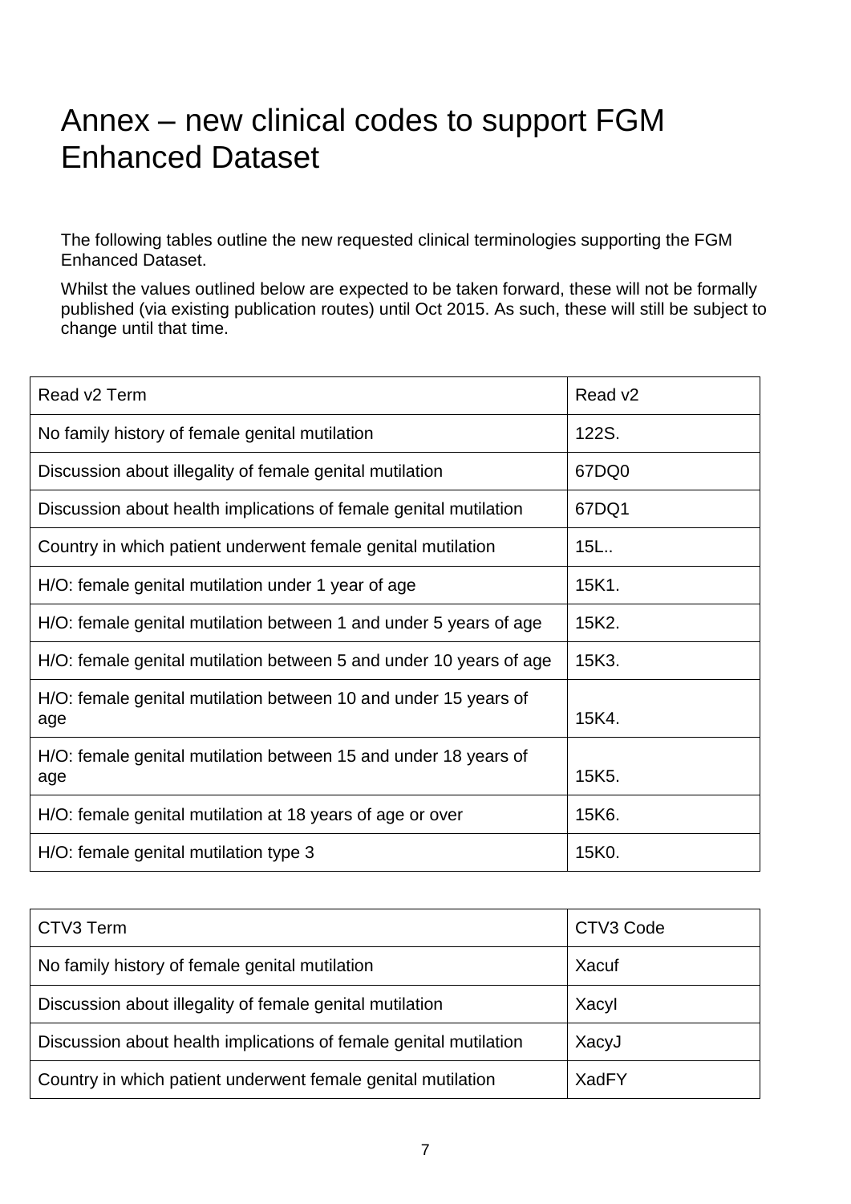# Annex – new clinical codes to support FGM Enhanced Dataset

The following tables outline the new requested clinical terminologies supporting the FGM Enhanced Dataset.

Whilst the values outlined below are expected to be taken forward, these will not be formally published (via existing publication routes) until Oct 2015. As such, these will still be subject to change until that time.

| Read v2 Term | Read v2 |
|---|---|
| No family history of female genital mutilation | 122S. |
| Discussion about illegality of female genital mutilation | 67DQ0 |
| Discussion about health implications of female genital mutilation | 67DQ1 |
| Country in which patient underwent female genital mutilation | 15L.. |
| H/O: female genital mutilation under 1 year of age | 15K1. |
| H/O: female genital mutilation between 1 and under 5 years of age | 15K2. |
| H/O: female genital mutilation between 5 and under 10 years of age | 15K3. |
| H/O: female genital mutilation between 10 and under 15 years of age | 15K4. |
| H/O: female genital mutilation between 15 and under 18 years of age | 15K5. |
| H/O: female genital mutilation at 18 years of age or over | 15K6. |
| H/O: female genital mutilation type 3 | 15K0. |

| CTV3 Term | CTV3 Code |
|---|---|
| No family history of female genital mutilation | Xacuf |
| Discussion about illegality of female genital mutilation | XacyI |
| Discussion about health implications of female genital mutilation | XacyJ |
| Country in which patient underwent female genital mutilation | XadFY |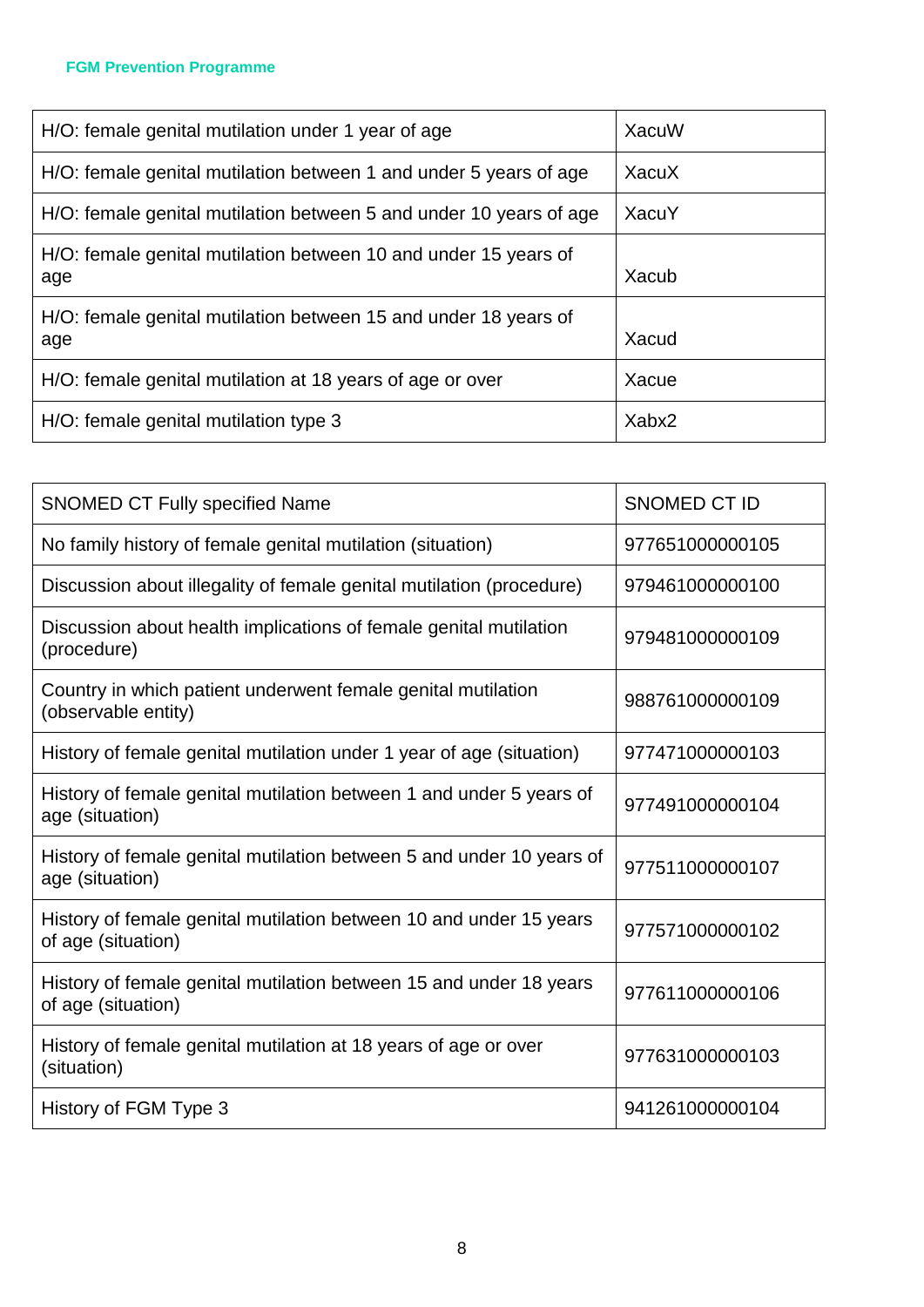| | |
|---|---|
| H/O: female genital mutilation under 1 year of age | XacuW |
| H/O: female genital mutilation between 1 and under 5 years of age | XacuX |
| H/O: female genital mutilation between 5 and under 10 years of age | XacuY |
| H/O: female genital mutilation between 10 and under 15 years of age | Xacub |
| H/O: female genital mutilation between 15 and under 18 years of age | Xacud |
| H/O: female genital mutilation at 18 years of age or over | Xacue |
| H/O: female genital mutilation type 3 | Xabx2 |

| SNOMED CT Fully specified Name | SNOMED CT ID |
|---|---|
| No family history of female genital mutilation (situation) | 977651000000105 |
| Discussion about illegality of female genital mutilation (procedure) | 979461000000100 |
| Discussion about health implications of female genital mutilation (procedure) | 979481000000109 |
| Country in which patient underwent female genital mutilation (observable entity) | 988761000000109 |
| History of female genital mutilation under 1 year of age (situation) | 977471000000103 |
| History of female genital mutilation between 1 and under 5 years of age (situation) | 977491000000104 |
| History of female genital mutilation between 5 and under 10 years of age (situation) | 977511000000107 |
| History of female genital mutilation between 10 and under 15 years of age (situation) | 977571000000102 |
| History of female genital mutilation between 15 and under 18 years of age (situation) | 977611000000106 |
| History of female genital mutilation at 18 years of age or over (situation) | 977631000000103 |
| History of FGM Type 3 | 941261000000104 |